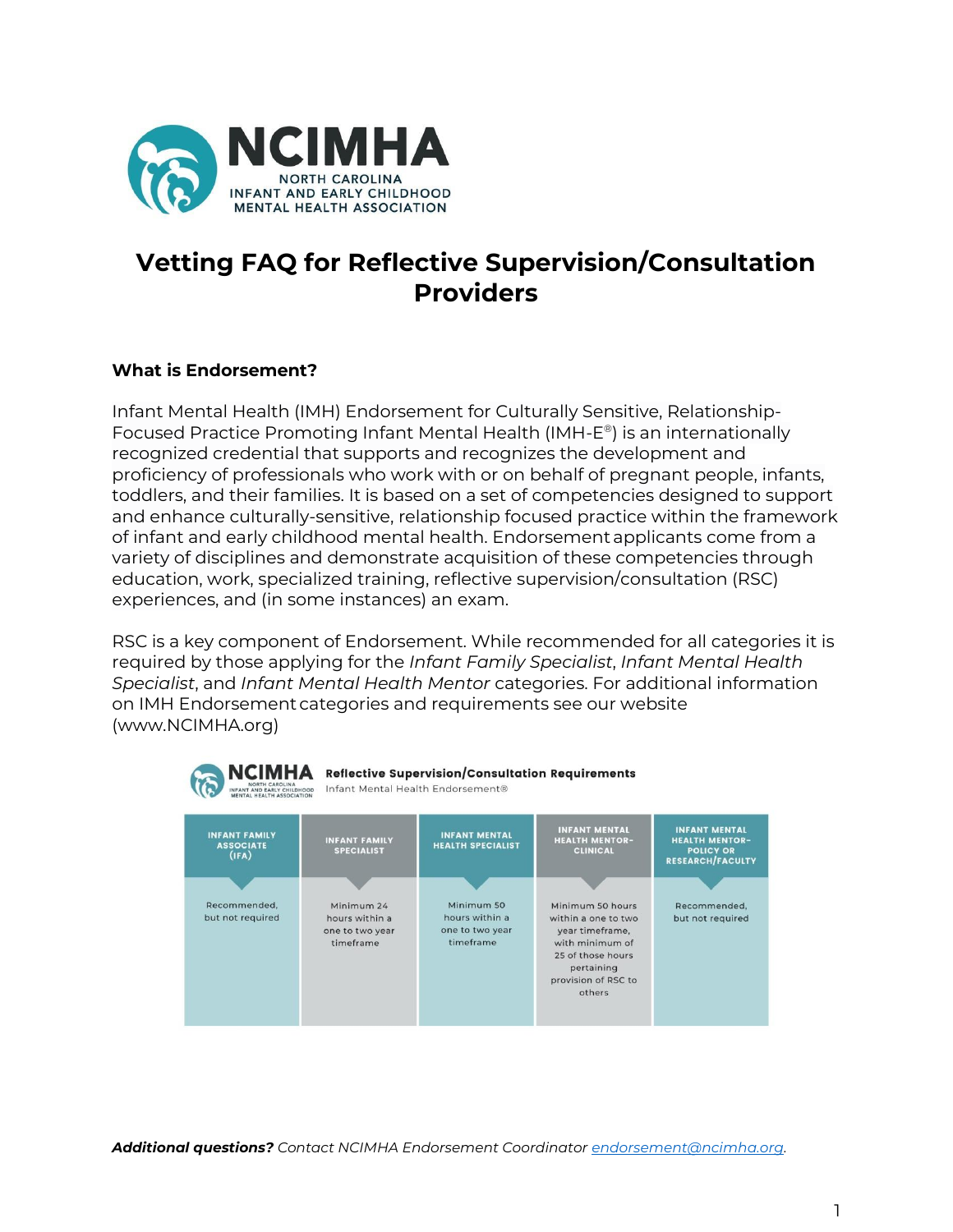# Vetting FAQ for Reflective Supervision/Consultation Providers

### What is Endorsement?

Infant Mental Health (IMH) Endorsement for Culturally Sensitive, Relationship-Focused Practice Promoting Infant Mental Health (IMH-E®) is an internationally recognized credential that supports and recognizes the development and proficiency of professionals who work with or on behalf of pregnant people, infants, toddlers, and their families. It is based on a set of competencies designed to support and enhance culturally-sensitive, relationship focused practice within the framework of infant and early childhood mental health. Endorsement applicants come from a variety of disciplines and demonstrate acquisition of these competencies through education, work, specialized training, reflective supervision/consultation (RSC) experiences, and (in some instances) an exam.

RSC is a key component of Endorsement. While recommended for all categories it is required by those applying for the *Infant Family Specialist*, *Infant Mental Health Specialist*, and *Infant Mental Health Mentor* categories. For additional information on IMH Endorsement categories and requirements see our website (www.NCIMHA.org)

**NCIMHA Reflective Supervision/Consultation Requirements**
Infant Mental Health Endorsement®

| INFANT FAMILY ASSOCIATE (IFA) | INFANT FAMILY SPECIALIST | INFANT MENTAL HEALTH SPECIALIST | INFANT MENTAL HEALTH MENTOR-CLINICAL | INFANT MENTAL HEALTH MENTOR-POLICY OR RESEARCH/FACULTY |
|---|---|---|---|---|
| Recommended, but not required | Minimum 24 hours within a one to two year timeframe | Minimum 50 hours within a one to two year timeframe | Minimum 50 hours within a one to two year timeframe, with minimum of 25 of those hours pertaining provision of RSC to others | Recommended, but not required |

***Additional questions?*** *Contact NCIMHA Endorsement Coordinator endorsement@ncimha.org.*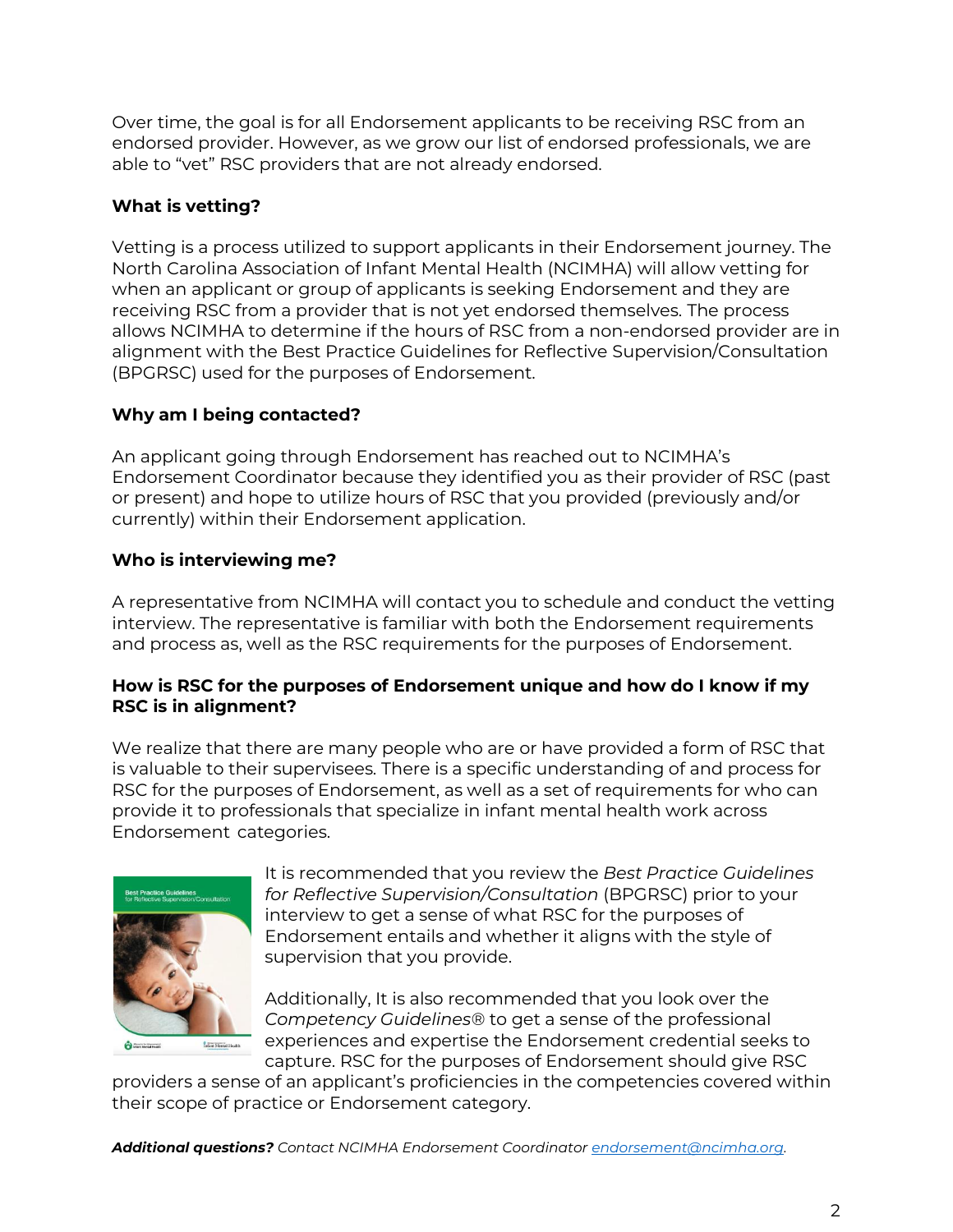Over time, the goal is for all Endorsement applicants to be receiving RSC from an endorsed provider. However, as we grow our list of endorsed professionals, we are able to "vet" RSC providers that are not already endorsed.

**What is vetting?**

Vetting is a process utilized to support applicants in their Endorsement journey. The North Carolina Association of Infant Mental Health (NCIMHA) will allow vetting for when an applicant or group of applicants is seeking Endorsement and they are receiving RSC from a provider that is not yet endorsed themselves. The process allows NCIMHA to determine if the hours of RSC from a non-endorsed provider are in alignment with the Best Practice Guidelines for Reflective Supervision/Consultation (BPGRSC) used for the purposes of Endorsement.

**Why am I being contacted?**

An applicant going through Endorsement has reached out to NCIMHA's Endorsement Coordinator because they identified you as their provider of RSC (past or present) and hope to utilize hours of RSC that you provided (previously and/or currently) within their Endorsement application.

**Who is interviewing me?**

A representative from NCIMHA will contact you to schedule and conduct the vetting interview. The representative is familiar with both the Endorsement requirements and process as, well as the RSC requirements for the purposes of Endorsement.

**How is RSC for the purposes of Endorsement unique and how do I know if my RSC is in alignment?**

We realize that there are many people who are or have provided a form of RSC that is valuable to their supervisees. There is a specific understanding of and process for RSC for the purposes of Endorsement, as well as a set of requirements for who can provide it to professionals that specialize in infant mental health work across Endorsement categories.

It is recommended that you review the *Best Practice Guidelines for Reflective Supervision/Consultation* (BPGRSC) prior to your interview to get a sense of what RSC for the purposes of Endorsement entails and whether it aligns with the style of supervision that you provide.

Additionally, It is also recommended that you look over the *Competency Guidelines®* to get a sense of the professional experiences and expertise the Endorsement credential seeks to capture. RSC for the purposes of Endorsement should give RSC providers a sense of an applicant's proficiencies in the competencies covered within their scope of practice or Endorsement category.

***Additional questions?*** *Contact NCIMHA Endorsement Coordinator [endorsement@ncimha.org](mailto:endorsement@ncimha.org).*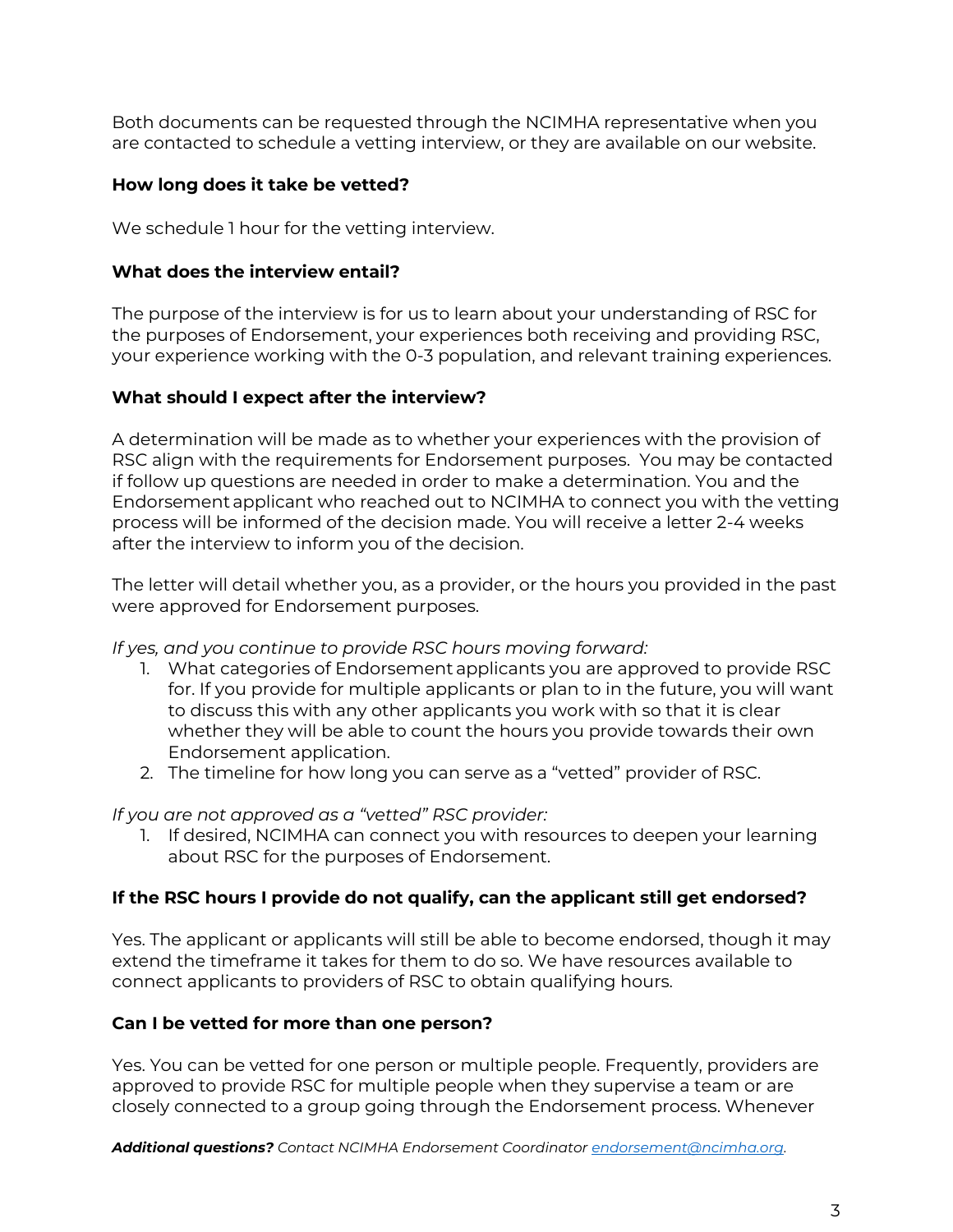Both documents can be requested through the NCIMHA representative when you are contacted to schedule a vetting interview, or they are available on our website.

### How long does it take be vetted?

We schedule 1 hour for the vetting interview.

### What does the interview entail?

The purpose of the interview is for us to learn about your understanding of RSC for the purposes of Endorsement, your experiences both receiving and providing RSC, your experience working with the 0-3 population, and relevant training experiences.

### What should I expect after the interview?

A determination will be made as to whether your experiences with the provision of RSC align with the requirements for Endorsement purposes. You may be contacted if follow up questions are needed in order to make a determination. You and the Endorsement applicant who reached out to NCIMHA to connect you with the vetting process will be informed of the decision made. You will receive a letter 2-4 weeks after the interview to inform you of the decision.

The letter will detail whether you, as a provider, or the hours you provided in the past were approved for Endorsement purposes.

*If yes, and you continue to provide RSC hours moving forward:*

1. What categories of Endorsement applicants you are approved to provide RSC for. If you provide for multiple applicants or plan to in the future, you will want to discuss this with any other applicants you work with so that it is clear whether they will be able to count the hours you provide towards their own Endorsement application.
2. The timeline for how long you can serve as a "vetted" provider of RSC.

*If you are not approved as a "vetted" RSC provider:*

1. If desired, NCIMHA can connect you with resources to deepen your learning about RSC for the purposes of Endorsement.

### If the RSC hours I provide do not qualify, can the applicant still get endorsed?

Yes. The applicant or applicants will still be able to become endorsed, though it may extend the timeframe it takes for them to do so. We have resources available to connect applicants to providers of RSC to obtain qualifying hours.

### Can I be vetted for more than one person?

Yes. You can be vetted for one person or multiple people. Frequently, providers are approved to provide RSC for multiple people when they supervise a team or are closely connected to a group going through the Endorsement process. Whenever

***Additional questions?*** *Contact NCIMHA Endorsement Coordinator [endorsement@ncimha.org](mailto:endorsement@ncimha.org).*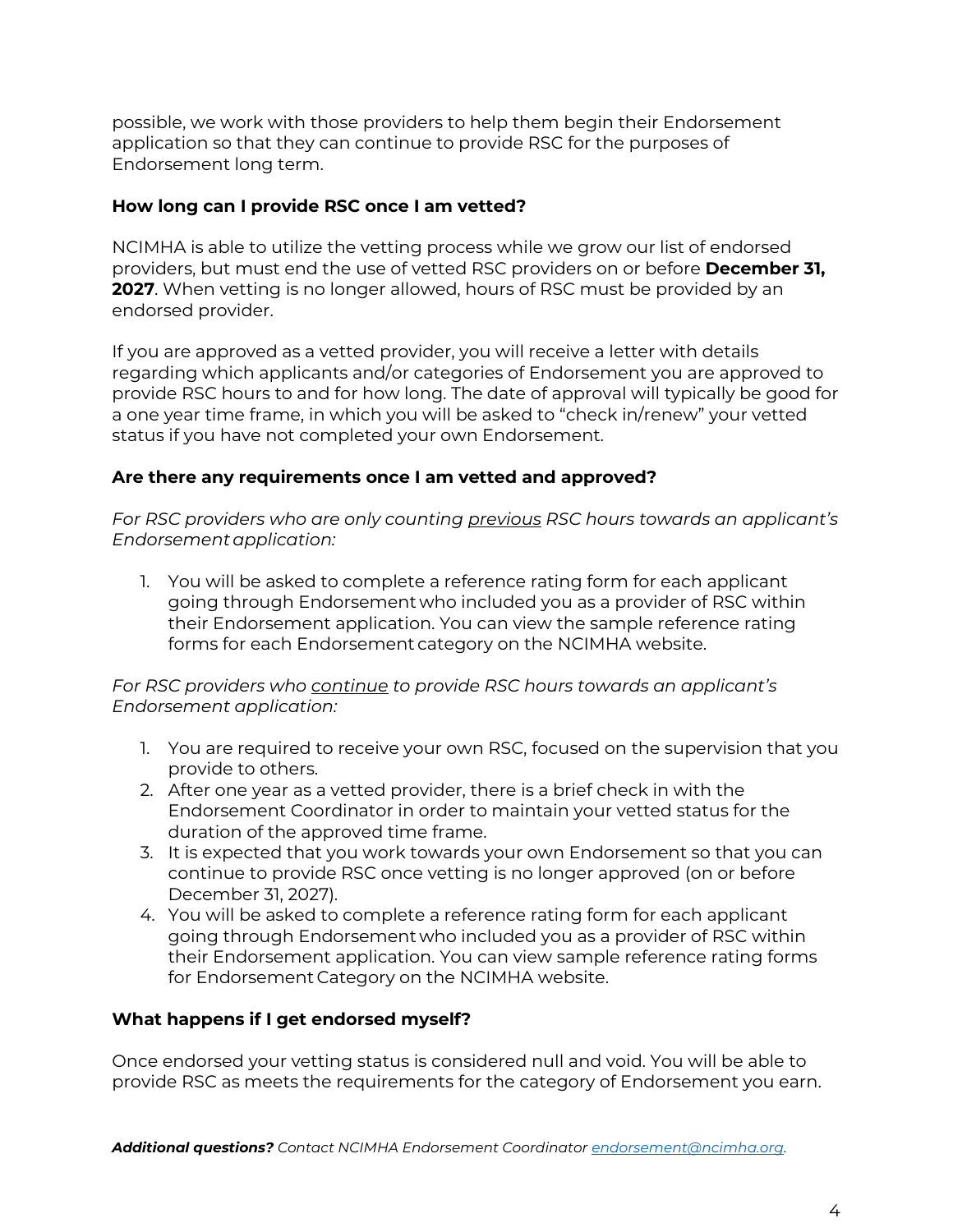possible, we work with those providers to help them begin their Endorsement application so that they can continue to provide RSC for the purposes of Endorsement long term.

### How long can I provide RSC once I am vetted?

NCIMHA is able to utilize the vetting process while we grow our list of endorsed providers, but must end the use of vetted RSC providers on or before **December 31, 2027**. When vetting is no longer allowed, hours of RSC must be provided by an endorsed provider.

If you are approved as a vetted provider, you will receive a letter with details regarding which applicants and/or categories of Endorsement you are approved to provide RSC hours to and for how long. The date of approval will typically be good for a one year time frame, in which you will be asked to "check in/renew" your vetted status if you have not completed your own Endorsement.

### Are there any requirements once I am vetted and approved?

*For RSC providers who are only counting previous RSC hours towards an applicant's Endorsement application:*

1. You will be asked to complete a reference rating form for each applicant going through Endorsement who included you as a provider of RSC within their Endorsement application. You can view the sample reference rating forms for each Endorsement category on the NCIMHA website.

*For RSC providers who continue to provide RSC hours towards an applicant's Endorsement application:*

1. You are required to receive your own RSC, focused on the supervision that you provide to others.
2. After one year as a vetted provider, there is a brief check in with the Endorsement Coordinator in order to maintain your vetted status for the duration of the approved time frame.
3. It is expected that you work towards your own Endorsement so that you can continue to provide RSC once vetting is no longer approved (on or before December 31, 2027).
4. You will be asked to complete a reference rating form for each applicant going through Endorsement who included you as a provider of RSC within their Endorsement application. You can view sample reference rating forms for Endorsement Category on the NCIMHA website.

### What happens if I get endorsed myself?

Once endorsed your vetting status is considered null and void. You will be able to provide RSC as meets the requirements for the category of Endorsement you earn.

***Additional questions?*** *Contact NCIMHA Endorsement Coordinator endorsement@ncimha.org.*